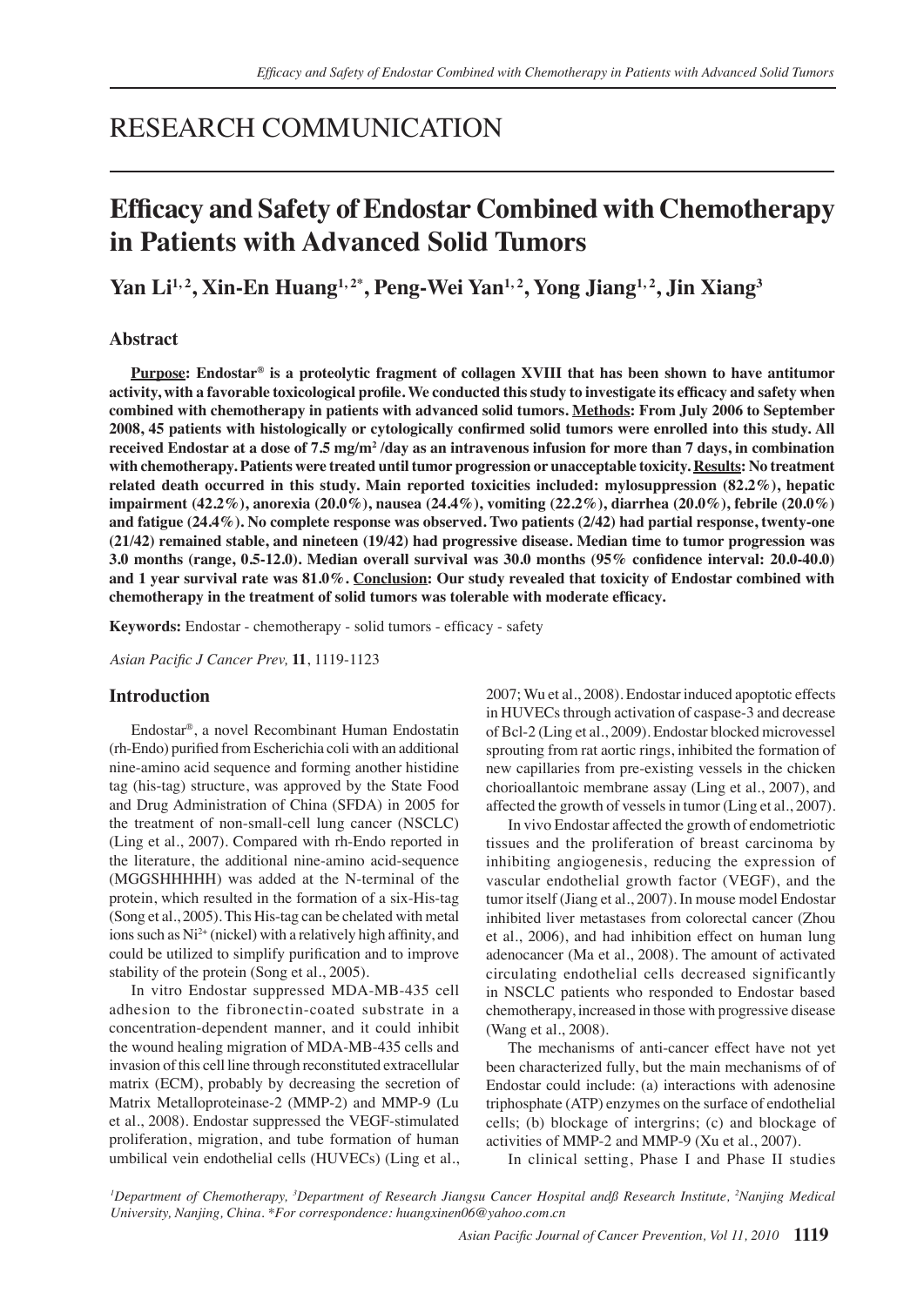RESEARCH COMMUNICATION

# Efficacy and Safety of Endostar Combined with Chemotherapy in Patients with Advanced Solid Tumors

**Yan Li[1,2], Xin-En Huang[1,2*], Peng-Wei Yan[1,2], Yong Jiang[1,2], Jin Xiang[3]**

## Abstract

**Purpose: Endostar® is a proteolytic fragment of collagen XVIII that has been shown to have antitumor activity, with a favorable toxicological profile. We conducted this study to investigate its efficacy and safety when combined with chemotherapy in patients with advanced solid tumors. Methods: From July 2006 to September 2008, 45 patients with histologically or cytologically confirmed solid tumors were enrolled into this study. All received Endostar at a dose of 7.5 mg/m$^2$ /day as an intravenous infusion for more than 7 days, in combination with chemotherapy. Patients were treated until tumor progression or unacceptable toxicity. Results: No treatment related death occurred in this study. Main reported toxicities included: mylosuppression (82.2%), hepatic impairment (42.2%), anorexia (20.0%), nausea (24.4%), vomiting (22.2%), diarrhea (20.0%), febrile (20.0%) and fatigue (24.4%). No complete response was observed. Two patients (2/42) had partial response, twenty-one (21/42) remained stable, and nineteen (19/42) had progressive disease. Median time to tumor progression was 3.0 months (range, 0.5-12.0). Median overall survival was 30.0 months (95% confidence interval: 20.0-40.0) and 1 year survival rate was 81.0%. Conclusion: Our study revealed that toxicity of Endostar combined with chemotherapy in the treatment of solid tumors was tolerable with moderate efficacy.**

**Keywords:** Endostar - chemotherapy - solid tumors - efficacy - safety

*Asian Pacific J Cancer Prev,* **11**, 1119-1123

## Introduction

Endostar®, a novel Recombinant Human Endostatin (rh-Endo) purified from Escherichia coli with an additional nine-amino acid sequence and forming another histidine tag (his-tag) structure, was approved by the State Food and Drug Administration of China (SFDA) in 2005 for the treatment of non-small-cell lung cancer (NSCLC) (Ling et al., 2007). Compared with rh-Endo reported in the literature, the additional nine-amino acid-sequence (MGGSHHHHH) was added at the N-terminal of the protein, which resulted in the formation of a six-His-tag (Song et al., 2005). This His-tag can be chelated with metal ions such as $Ni^{2+}$ (nickel) with a relatively high affinity, and could be utilized to simplify purification and to improve stability of the protein (Song et al., 2005).

In vitro Endostar suppressed MDA-MB-435 cell adhesion to the fibronectin-coated substrate in a concentration-dependent manner, and it could inhibit the wound healing migration of MDA-MB-435 cells and invasion of this cell line through reconstituted extracellular matrix (ECM), probably by decreasing the secretion of Matrix Metalloproteinase-2 (MMP-2) and MMP-9 (Lu et al., 2008). Endostar suppressed the VEGF-stimulated proliferation, migration, and tube formation of human umbilical vein endothelial cells (HUVECs) (Ling et al., 2007; Wu et al., 2008). Endostar induced apoptotic effects in HUVECs through activation of caspase-3 and decrease of Bcl-2 (Ling et al., 2009). Endostar blocked microvessel sprouting from rat aortic rings, inhibited the formation of new capillaries from pre-existing vessels in the chicken chorioallantoic membrane assay (Ling et al., 2007), and affected the growth of vessels in tumor (Ling et al., 2007).

In vivo Endostar affected the growth of endometriotic tissues and the proliferation of breast carcinoma by inhibiting angiogenesis, reducing the expression of vascular endothelial growth factor (VEGF), and the tumor itself (Jiang et al., 2007). In mouse model Endostar inhibited liver metastases from colorectal cancer (Zhou et al., 2006), and had inhibition effect on human lung adenocancer (Ma et al., 2008). The amount of activated circulating endothelial cells decreased significantly in NSCLC patients who responded to Endostar based chemotherapy, increased in those with progressive disease (Wang et al., 2008).

The mechanisms of anti-cancer effect have not yet been characterized fully, but the main mechanisms of of Endostar could include: (a) interactions with adenosine triphosphate (ATP) enzymes on the surface of endothelial cells; (b) blockage of intergrins; (c) and blockage of activities of MMP-2 and MMP-9 (Xu et al., 2007).

In clinical setting, Phase I and Phase II studies

*[1]Department of Chemotherapy, [3]Department of Research Jiangsu Cancer Hospital andß Research Institute, [2]Nanjing Medical University, Nanjing, China. \*For correspondence: huangxinen06@yahoo.com.cn*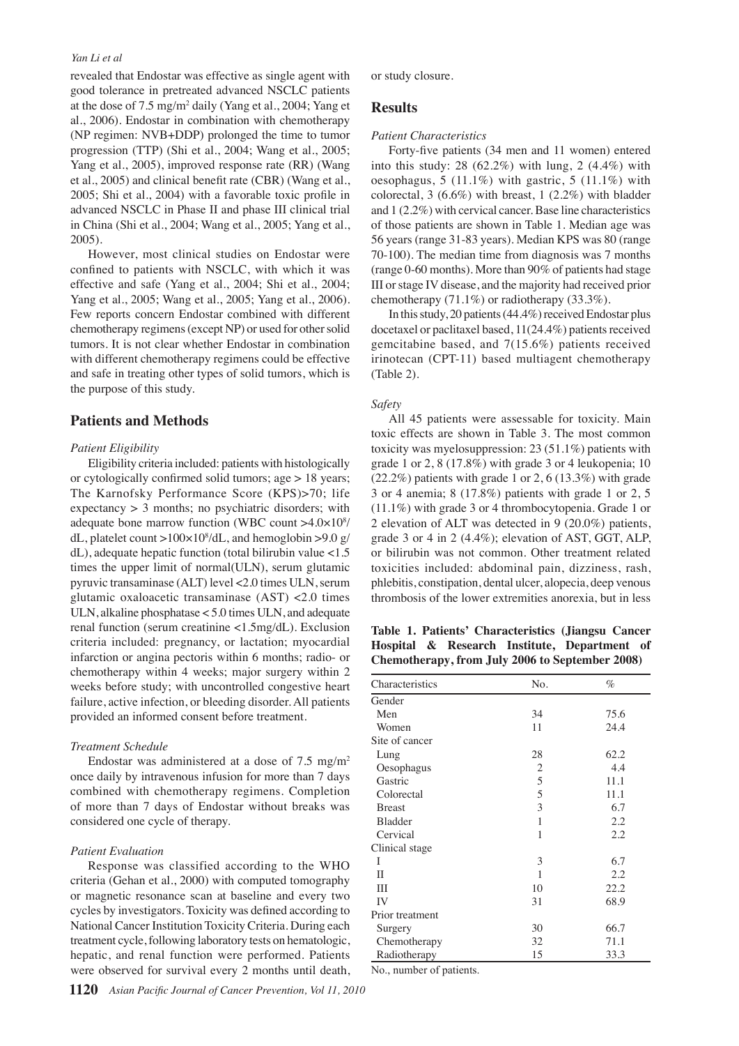revealed that Endostar was effective as single agent with good tolerance in pretreated advanced NSCLC patients at the dose of 7.5 mg/m$^2$ daily (Yang et al., 2004; Yang et al., 2006). Endostar in combination with chemotherapy (NP regimen: NVB+DDP) prolonged the time to tumor progression (TTP) (Shi et al., 2004; Wang et al., 2005; Yang et al., 2005), improved response rate (RR) (Wang et al., 2005) and clinical benefit rate (CBR) (Wang et al., 2005; Shi et al., 2004) with a favorable toxic profile in advanced NSCLC in Phase II and phase III clinical trial in China (Shi et al., 2004; Wang et al., 2005; Yang et al., 2005).

However, most clinical studies on Endostar were confined to patients with NSCLC, with which it was effective and safe (Yang et al., 2004; Shi et al., 2004; Yang et al., 2005; Wang et al., 2005; Yang et al., 2006). Few reports concern Endostar combined with different chemotherapy regimens (except NP) or used for other solid tumors. It is not clear whether Endostar in combination with different chemotherapy regimens could be effective and safe in treating other types of solid tumors, which is the purpose of this study.

## Patients and Methods

### *Patient Eligibility*

Eligibility criteria included: patients with histologically or cytologically confirmed solid tumors; age > 18 years; The Karnofsky Performance Score (KPS)>70; life expectancy > 3 months; no psychiatric disorders; with adequate bone marrow function (WBC count >$4.0\times10^8$/dL, platelet count >$100\times10^8$/dL, and hemoglobin >9.0 g/dL), adequate hepatic function (total bilirubin value <1.5 times the upper limit of normal(ULN), serum glutamic pyruvic transaminase (ALT) level <2.0 times ULN, serum glutamic oxaloacetic transaminase (AST) <2.0 times ULN, alkaline phosphatase < 5.0 times ULN, and adequate renal function (serum creatinine <1.5mg/dL). Exclusion criteria included: pregnancy, or lactation; myocardial infarction or angina pectoris within 6 months; radio- or chemotherapy within 4 weeks; major surgery within 2 weeks before study; with uncontrolled congestive heart failure, active infection, or bleeding disorder. All patients provided an informed consent before treatment.

### *Treatment Schedule*

Endostar was administered at a dose of 7.5 mg/m$^2$ once daily by intravenous infusion for more than 7 days combined with chemotherapy regimens. Completion of more than 7 days of Endostar without breaks was considered one cycle of therapy.

### *Patient Evaluation*

Response was classified according to the WHO criteria (Gehan et al., 2000) with computed tomography or magnetic resonance scan at baseline and every two cycles by investigators. Toxicity was defined according to National Cancer Institution Toxicity Criteria. During each treatment cycle, following laboratory tests on hematologic, hepatic, and renal function were performed. Patients were observed for survival every 2 months until death, or study closure.

## Results

### *Patient Characteristics*

Forty-five patients (34 men and 11 women) entered into this study: 28 (62.2%) with lung, 2 (4.4%) with oesophagus, 5 (11.1%) with gastric, 5 (11.1%) with colorectal, 3 (6.6%) with breast, 1 (2.2%) with bladder and 1 (2.2%) with cervical cancer. Base line characteristics of those patients are shown in Table 1. Median age was 56 years (range 31-83 years). Median KPS was 80 (range 70-100). The median time from diagnosis was 7 months (range 0-60 months). More than 90% of patients had stage III or stage IV disease, and the majority had received prior chemotherapy (71.1%) or radiotherapy (33.3%).

In this study, 20 patients (44.4%) received Endostar plus docetaxel or paclitaxel based, 11(24.4%) patients received gemcitabine based, and 7(15.6%) patients received irinotecan (CPT-11) based multiagent chemotherapy (Table 2).

### *Safety*

All 45 patients were assessable for toxicity. Main toxic effects are shown in Table 3. The most common toxicity was myelosuppression: 23 (51.1%) patients with grade 1 or 2, 8 (17.8%) with grade 3 or 4 leukopenia; 10 (22.2%) patients with grade 1 or 2, 6 (13.3%) with grade 3 or 4 anemia; 8 (17.8%) patients with grade 1 or 2, 5 (11.1%) with grade 3 or 4 thrombocytopenia. Grade 1 or 2 elevation of ALT was detected in 9 (20.0%) patients, grade 3 or 4 in 2 (4.4%); elevation of AST, GGT, ALP, or bilirubin was not common. Other treatment related toxicities included: abdominal pain, dizziness, rash, phlebitis, constipation, dental ulcer, alopecia, deep venous thrombosis of the lower extremities anorexia, but in less

**Table 1. Patients' Characteristics (Jiangsu Cancer Hospital & Research Institute, Department of Chemotherapy, from July 2006 to September 2008)**

| Characteristics | No. | % |
|---|---|---|
| Gender | | |
| Men | 34 | 75.6 |
| Women | 11 | 24.4 |
| Site of cancer | | |
| Lung | 28 | 62.2 |
| Oesophagus | 2 | 4.4 |
| Gastric | 5 | 11.1 |
| Colorectal | 5 | 11.1 |
| Breast | 3 | 6.7 |
| Bladder | 1 | 2.2 |
| Cervical | 1 | 2.2 |
| Clinical stage | | |
| I | 3 | 6.7 |
| II | 1 | 2.2 |
| III | 10 | 22.2 |
| IV | 31 | 68.9 |
| Prior treatment | | |
| Surgery | 30 | 66.7 |
| Chemotherapy | 32 | 71.1 |
| Radiotherapy | 15 | 33.3 |

No., number of patients.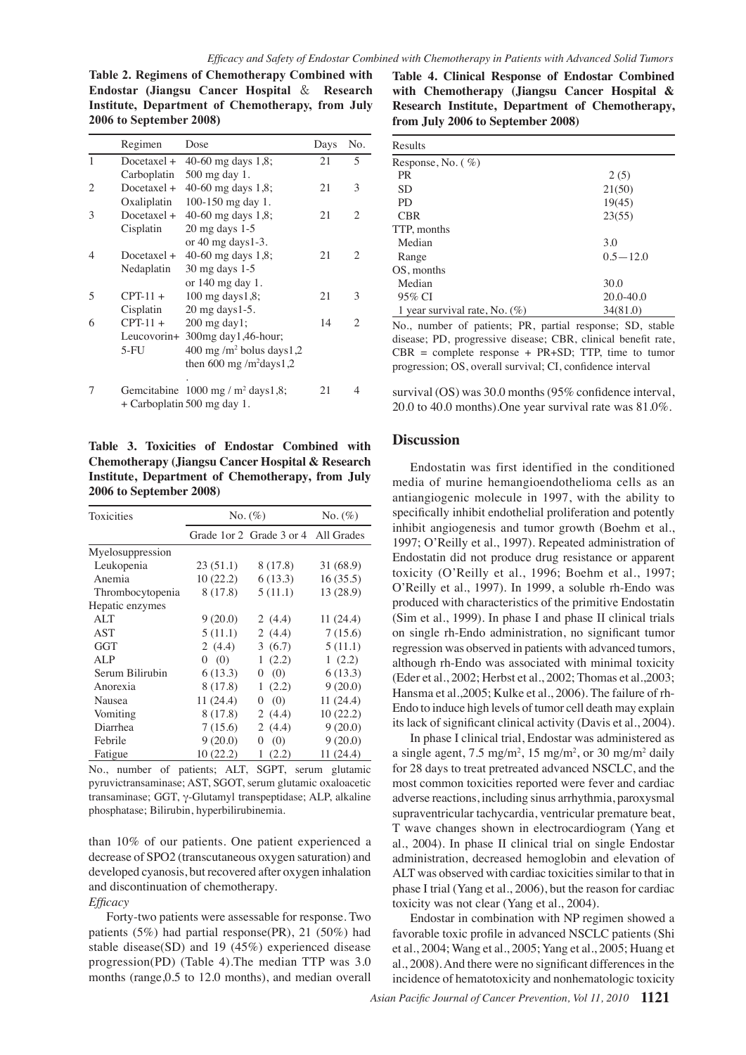**Table 2. Regimens of Chemotherapy Combined with Endostar (Jiangsu Cancer Hospital & Research Institute, Department of Chemotherapy, from July 2006 to September 2008)**

| | Regimen | Dose | Days | No. |
|---|---|---|---|---|
| 1 | Docetaxel + Carboplatin | 40-60 mg days 1,8; 500 mg day 1. | 21 | 5 |
| 2 | Docetaxel + Oxaliplatin | 40-60 mg days 1,8; 100-150 mg day 1. | 21 | 3 |
| 3 | Docetaxel + Cisplatin | 40-60 mg days 1,8; 20 mg days 1-5 or 40 mg days1-3. | 21 | 2 |
| 4 | Docetaxel + Nedaplatin | 40-60 mg days 1,8; 30 mg days 1-5 or 140 mg day 1. | 21 | 2 |
| 5 | CPT-11 + Cisplatin | 100 mg days1,8; 20 mg days1-5. | 21 | 3 |
| 6 | CPT-11 + Leucovorin+ 5-FU | 200 mg day1; 300mg day1,46-hour; 400 mg /m$^2$ bolus days1,2 then 600 mg /m$^2$days1,2 . | 14 | 2 |
| 7 | Gemcitabine + Carboplatin | 1000 mg / m$^2$ days1,8; 500 mg day 1. | 21 | 4 |

**Table 3. Toxicities of Endostar Combined with Chemotherapy (Jiangsu Cancer Hospital & Research Institute, Department of Chemotherapy, from July 2006 to September 2008)**

| Toxicities | No. (%) | | No. (%) |
|---|---|---|---|
| | Grade 1or 2 | Grade 3 or 4 | All Grades |
| Myelosuppression | | | |
| Leukopenia | 23 (51.1) | 8 (17.8) | 31 (68.9) |
| Anemia | 10 (22.2) | 6 (13.3) | 16 (35.5) |
| Thrombocytopenia | 8 (17.8) | 5 (11.1) | 13 (28.9) |
| Hepatic enzymes | | | |
| ALT | 9 (20.0) | 2 (4.4) | 11 (24.4) |
| AST | 5 (11.1) | 2 (4.4) | 7 (15.6) |
| GGT | 2 (4.4) | 3 (6.7) | 5 (11.1) |
| ALP | 0 (0) | 1 (2.2) | 1 (2.2) |
| Serum Bilirubin | 6 (13.3) | 0 (0) | 6 (13.3) |
| Anorexia | 8 (17.8) | 1 (2.2) | 9 (20.0) |
| Nausea | 11 (24.4) | 0 (0) | 11 (24.4) |
| Vomiting | 8 (17.8) | 2 (4.4) | 10 (22.2) |
| Diarrhea | 7 (15.6) | 2 (4.4) | 9 (20.0) |
| Febrile | 9 (20.0) | 0 (0) | 9 (20.0) |
| Fatigue | 10 (22.2) | 1 (2.2) | 11 (24.4) |

No., number of patients; ALT, SGPT, serum glutamic pyruvictransaminase; AST, SGOT, serum glutamic oxaloacetic transaminase; GGT, γ-Glutamyl transpeptidase; ALP, alkaline phosphatase; Bilirubin, hyperbilirubinemia.

than 10% of our patients. One patient experienced a decrease of SPO2 (transcutaneous oxygen saturation) and developed cyanosis, but recovered after oxygen inhalation and discontinuation of chemotherapy.

*Efficacy*

Forty-two patients were assessable for response. Two patients (5%) had partial response(PR), 21 (50%) had stable disease(SD) and 19 (45%) experienced disease progression(PD) (Table 4).The median TTP was 3.0 months (range,0.5 to 12.0 months), and median overall survival (OS) was 30.0 months (95% confidence interval, 20.0 to 40.0 months).One year survival rate was 81.0%.

**Table 4. Clinical Response of Endostar Combined with Chemotherapy (Jiangsu Cancer Hospital & Research Institute, Department of Chemotherapy, from July 2006 to September 2008)**

| Results | |
|---|---|
| Response, No. ( %) | |
| PR | 2 (5) |
| SD | 21(50) |
| PD | 19(45) |
| CBR | 23(55) |
| TTP, months | |
| Median | 3.0 |
| Range | 0.5—12.0 |
| OS, months | |
| Median | 30.0 |
| 95% CI | 20.0-40.0 |
| 1 year survival rate, No. (%) | 34(81.0) |

No., number of patients; PR, partial response; SD, stable disease; PD, progressive disease; CBR, clinical benefit rate, CBR = complete response + PR+SD; TTP, time to tumor progression; OS, overall survival; CI, confidence interval

## Discussion

Endostatin was first identified in the conditioned media of murine hemangioendothelioma cells as an antiangiogenic molecule in 1997, with the ability to specifically inhibit endothelial proliferation and potently inhibit angiogenesis and tumor growth (Boehm et al., 1997; O'Reilly et al., 1997). Repeated administration of Endostatin did not produce drug resistance or apparent toxicity (O'Reilly et al., 1996; Boehm et al., 1997; O'Reilly et al., 1997). In 1999, a soluble rh-Endo was produced with characteristics of the primitive Endostatin (Sim et al., 1999). In phase I and phase II clinical trials on single rh-Endo administration, no significant tumor regression was observed in patients with advanced tumors, although rh-Endo was associated with minimal toxicity (Eder et al., 2002; Herbst et al., 2002; Thomas et al.,2003; Hansma et al.,2005; Kulke et al., 2006). The failure of rh-Endo to induce high levels of tumor cell death may explain its lack of significant clinical activity (Davis et al., 2004).

In phase I clinical trial, Endostar was administered as a single agent, 7.5 mg/m$^2$, 15 mg/m$^2$, or 30 mg/m$^2$ daily for 28 days to treat pretreated advanced NSCLC, and the most common toxicities reported were fever and cardiac adverse reactions, including sinus arrhythmia, paroxysmal supraventricular tachycardia, ventricular premature beat, T wave changes shown in electrocardiogram (Yang et al., 2004). In phase II clinical trial on single Endostar administration, decreased hemoglobin and elevation of ALT was observed with cardiac toxicities similar to that in phase I trial (Yang et al., 2006), but the reason for cardiac toxicity was not clear (Yang et al., 2004).

Endostar in combination with NP regimen showed a favorable toxic profile in advanced NSCLC patients (Shi et al., 2004; Wang et al., 2005; Yang et al., 2005; Huang et al., 2008). And there were no significant differences in the incidence of hematotoxicity and nonhematologic toxicity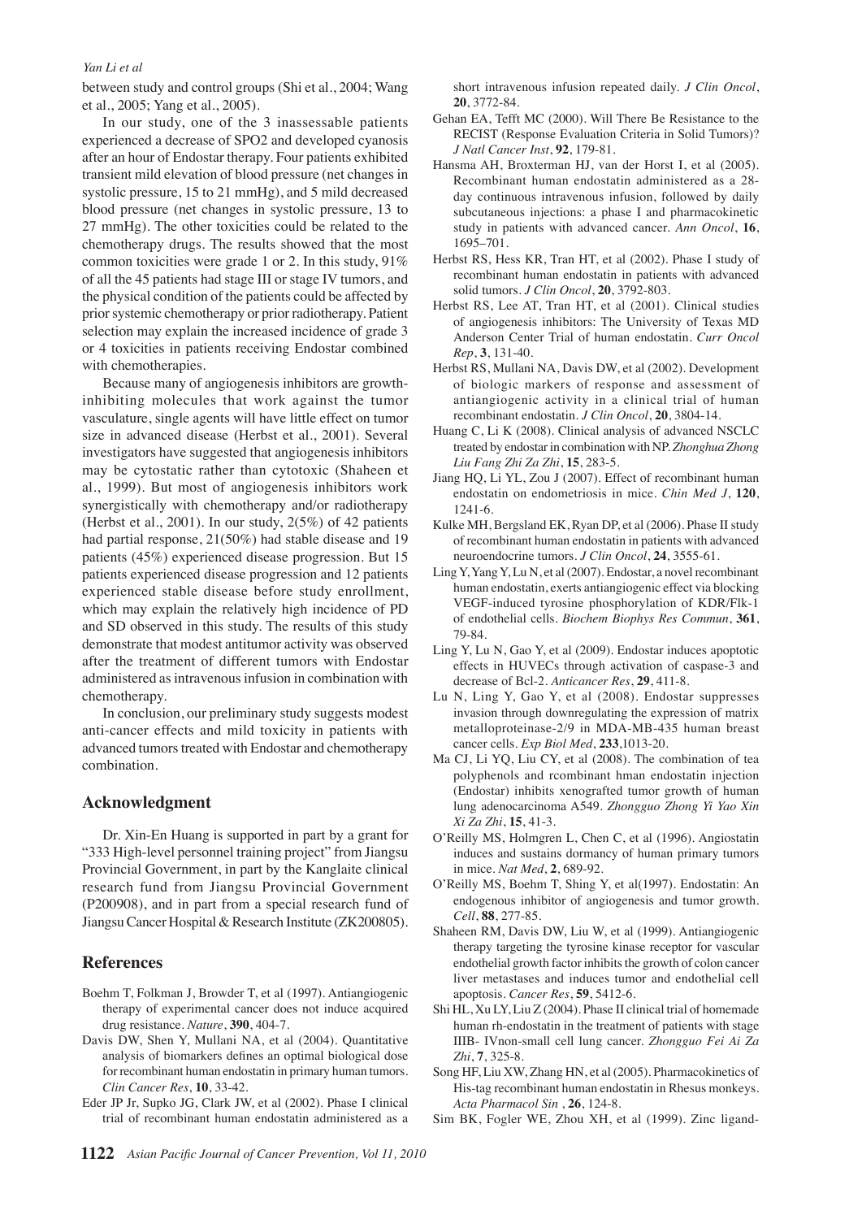between study and control groups (Shi et al., 2004; Wang et al., 2005; Yang et al., 2005).

In our study, one of the 3 inassessable patients experienced a decrease of SPO2 and developed cyanosis after an hour of Endostar therapy. Four patients exhibited transient mild elevation of blood pressure (net changes in systolic pressure, 15 to 21 mmHg), and 5 mild decreased blood pressure (net changes in systolic pressure, 13 to 27 mmHg). The other toxicities could be related to the chemotherapy drugs. The results showed that the most common toxicities were grade 1 or 2. In this study, 91% of all the 45 patients had stage III or stage IV tumors, and the physical condition of the patients could be affected by prior systemic chemotherapy or prior radiotherapy. Patient selection may explain the increased incidence of grade 3 or 4 toxicities in patients receiving Endostar combined with chemotherapies.

Because many of angiogenesis inhibitors are growth-inhibiting molecules that work against the tumor vasculature, single agents will have little effect on tumor size in advanced disease (Herbst et al., 2001). Several investigators have suggested that angiogenesis inhibitors may be cytostatic rather than cytotoxic (Shaheen et al., 1999). But most of angiogenesis inhibitors work synergistically with chemotherapy and/or radiotherapy (Herbst et al., 2001). In our study, 2(5%) of 42 patients had partial response, 21(50%) had stable disease and 19 patients (45%) experienced disease progression. But 15 patients experienced disease progression and 12 patients experienced stable disease before study enrollment, which may explain the relatively high incidence of PD and SD observed in this study. The results of this study demonstrate that modest antitumor activity was observed after the treatment of different tumors with Endostar administered as intravenous infusion in combination with chemotherapy.

In conclusion, our preliminary study suggests modest anti-cancer effects and mild toxicity in patients with advanced tumors treated with Endostar and chemotherapy combination.

## Acknowledgment

Dr. Xin-En Huang is supported in part by a grant for "333 High-level personnel training project" from Jiangsu Provincial Government, in part by the Kanglaite clinical research fund from Jiangsu Provincial Government (P200908), and in part from a special research fund of Jiangsu Cancer Hospital & Research Institute (ZK200805).

## References

Boehm T, Folkman J, Browder T, et al (1997). Antiangiogenic therapy of experimental cancer does not induce acquired drug resistance. *Nature*, **390**, 404-7.

Davis DW, Shen Y, Mullani NA, et al (2004). Quantitative analysis of biomarkers defines an optimal biological dose for recombinant human endostatin in primary human tumors. *Clin Cancer Res*, **10**, 33-42.

Eder JP Jr, Supko JG, Clark JW, et al (2002). Phase I clinical trial of recombinant human endostatin administered as a short intravenous infusion repeated daily. *J Clin Oncol*, **20**, 3772-84.

Gehan EA, Tefft MC (2000). Will There Be Resistance to the RECIST (Response Evaluation Criteria in Solid Tumors)? *J Natl Cancer Inst*, **92**, 179-81.

Hansma AH, Broxterman HJ, van der Horst I, et al (2005). Recombinant human endostatin administered as a 28-day continuous intravenous infusion, followed by daily subcutaneous injections: a phase I and pharmacokinetic study in patients with advanced cancer. *Ann Oncol*, **16**, 1695–701.

Herbst RS, Hess KR, Tran HT, et al (2002). Phase I study of recombinant human endostatin in patients with advanced solid tumors. *J Clin Oncol*, **20**, 3792-803.

Herbst RS, Lee AT, Tran HT, et al (2001). Clinical studies of angiogenesis inhibitors: The University of Texas MD Anderson Center Trial of human endostatin. *Curr Oncol Rep*, **3**, 131-40.

Herbst RS, Mullani NA, Davis DW, et al (2002). Development of biologic markers of response and assessment of antiangiogenic activity in a clinical trial of human recombinant endostatin. *J Clin Oncol*, **20**, 3804-14.

Huang C, Li K (2008). Clinical analysis of advanced NSCLC treated by endostar in combination with NP. *Zhonghua Zhong Liu Fang Zhi Za Zhi*, **15**, 283-5.

Jiang HQ, Li YL, Zou J (2007). Effect of recombinant human endostatin on endometriosis in mice. *Chin Med J*, **120**, 1241-6.

Kulke MH, Bergsland EK, Ryan DP, et al (2006). Phase II study of recombinant human endostatin in patients with advanced neuroendocrine tumors. *J Clin Oncol*, **24**, 3555-61.

Ling Y, Yang Y, Lu N, et al (2007). Endostar, a novel recombinant human endostatin, exerts antiangiogenic effect via blocking VEGF-induced tyrosine phosphorylation of KDR/Flk-1 of endothelial cells. *Biochem Biophys Res Commun*, **361**, 79-84.

Ling Y, Lu N, Gao Y, et al (2009). Endostar induces apoptotic effects in HUVECs through activation of caspase-3 and decrease of Bcl-2. *Anticancer Res*, **29**, 411-8.

Lu N, Ling Y, Gao Y, et al (2008). Endostar suppresses invasion through downregulating the expression of matrix metalloproteinase-2/9 in MDA-MB-435 human breast cancer cells. *Exp Biol Med*, **233**,1013-20.

Ma CJ, Li YQ, Liu CY, et al (2008). The combination of tea polyphenols and rcombinant hman endostatin injection (Endostar) inhibits xenografted tumor growth of human lung adenocarcinoma A549. *Zhongguo Zhong Yi Yao Xin Xi Za Zhi*, **15**, 41-3.

O'Reilly MS, Holmgren L, Chen C, et al (1996). Angiostatin induces and sustains dormancy of human primary tumors in mice. *Nat Med*, **2**, 689-92.

O'Reilly MS, Boehm T, Shing Y, et al(1997). Endostatin: An endogenous inhibitor of angiogenesis and tumor growth. *Cell*, **88**, 277-85.

Shaheen RM, Davis DW, Liu W, et al (1999). Antiangiogenic therapy targeting the tyrosine kinase receptor for vascular endothelial growth factor inhibits the growth of colon cancer liver metastases and induces tumor and endothelial cell apoptosis. *Cancer Res*, **59**, 5412-6.

Shi HL, Xu LY, Liu Z (2004). Phase II clinical trial of homemade human rh-endostatin in the treatment of patients with stage IIIB- IVnon-small cell lung cancer. *Zhongguo Fei Ai Za Zhi*, **7**, 325-8.

Song HF, Liu XW, Zhang HN, et al (2005). Pharmacokinetics of His-tag recombinant human endostatin in Rhesus monkeys. *Acta Pharmacol Sin* , **26**, 124-8.

Sim BK, Fogler WE, Zhou XH, et al (1999). Zinc ligand-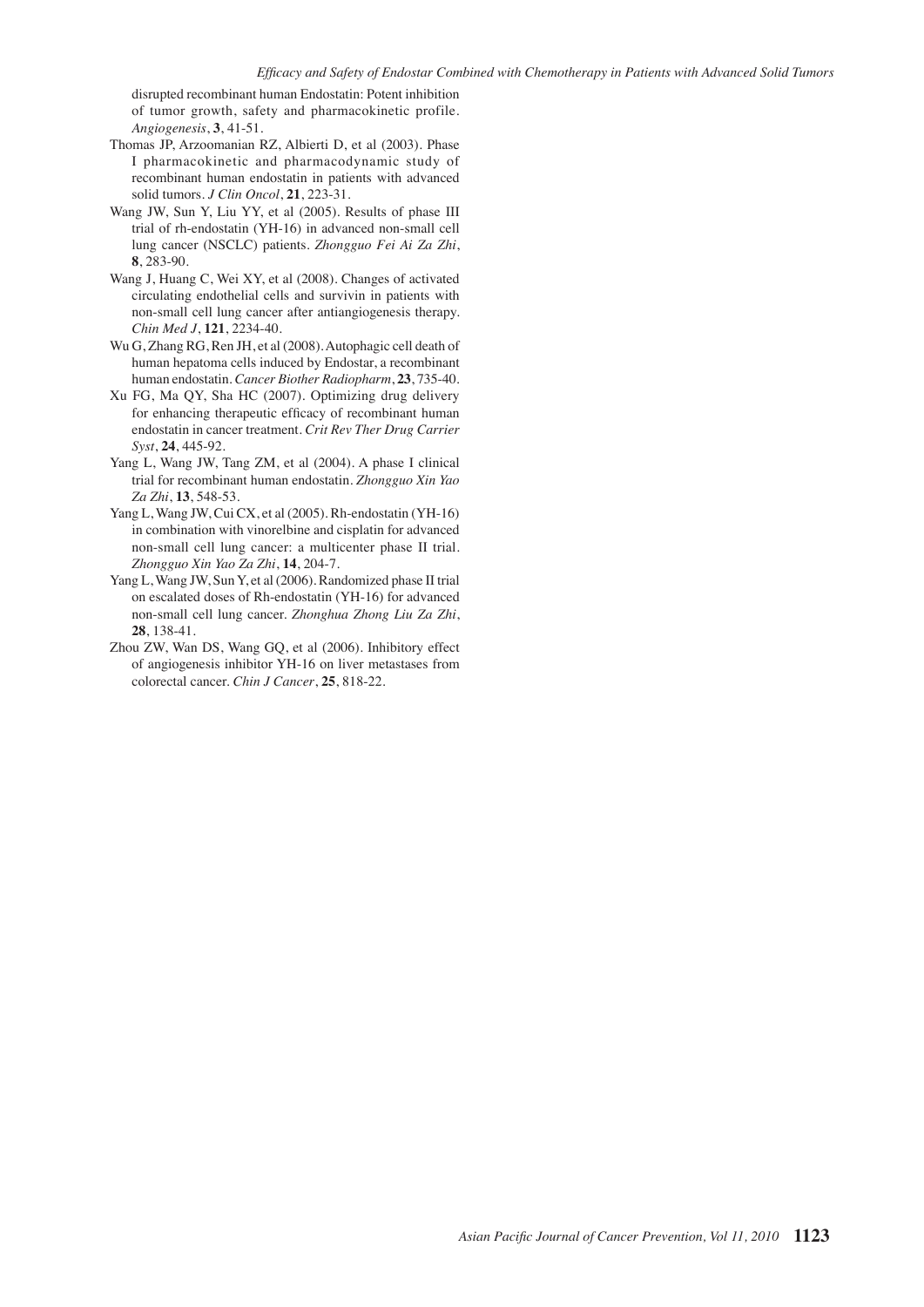disrupted recombinant human Endostatin: Potent inhibition of tumor growth, safety and pharmacokinetic profile. *Angiogenesis*, **3**, 41-51.

Thomas JP, Arzoomanian RZ, Albierti D, et al (2003). Phase I pharmacokinetic and pharmacodynamic study of recombinant human endostatin in patients with advanced solid tumors. *J Clin Oncol*, **21**, 223-31.

Wang JW, Sun Y, Liu YY, et al (2005). Results of phase III trial of rh-endostatin (YH-16) in advanced non-small cell lung cancer (NSCLC) patients. *Zhongguo Fei Ai Za Zhi*, **8**, 283-90.

Wang J, Huang C, Wei XY, et al (2008). Changes of activated circulating endothelial cells and survivin in patients with non-small cell lung cancer after antiangiogenesis therapy. *Chin Med J*, **121**, 2234-40.

Wu G, Zhang RG, Ren JH, et al (2008). Autophagic cell death of human hepatoma cells induced by Endostar, a recombinant human endostatin. *Cancer Biother Radiopharm*, **23**, 735-40.

Xu FG, Ma QY, Sha HC (2007). Optimizing drug delivery for enhancing therapeutic efficacy of recombinant human endostatin in cancer treatment. *Crit Rev Ther Drug Carrier Syst*, **24**, 445-92.

Yang L, Wang JW, Tang ZM, et al (2004). A phase I clinical trial for recombinant human endostatin. *Zhongguo Xin Yao Za Zhi*, **13**, 548-53.

Yang L, Wang JW, Cui CX, et al (2005). Rh-endostatin (YH-16) in combination with vinorelbine and cisplatin for advanced non-small cell lung cancer: a multicenter phase II trial. *Zhongguo Xin Yao Za Zhi*, **14**, 204-7.

Yang L, Wang JW, Sun Y, et al (2006). Randomized phase II trial on escalated doses of Rh-endostatin (YH-16) for advanced non-small cell lung cancer. *Zhonghua Zhong Liu Za Zhi*, **28**, 138-41.

Zhou ZW, Wan DS, Wang GQ, et al (2006). Inhibitory effect of angiogenesis inhibitor YH-16 on liver metastases from colorectal cancer. *Chin J Cancer*, **25**, 818-22.